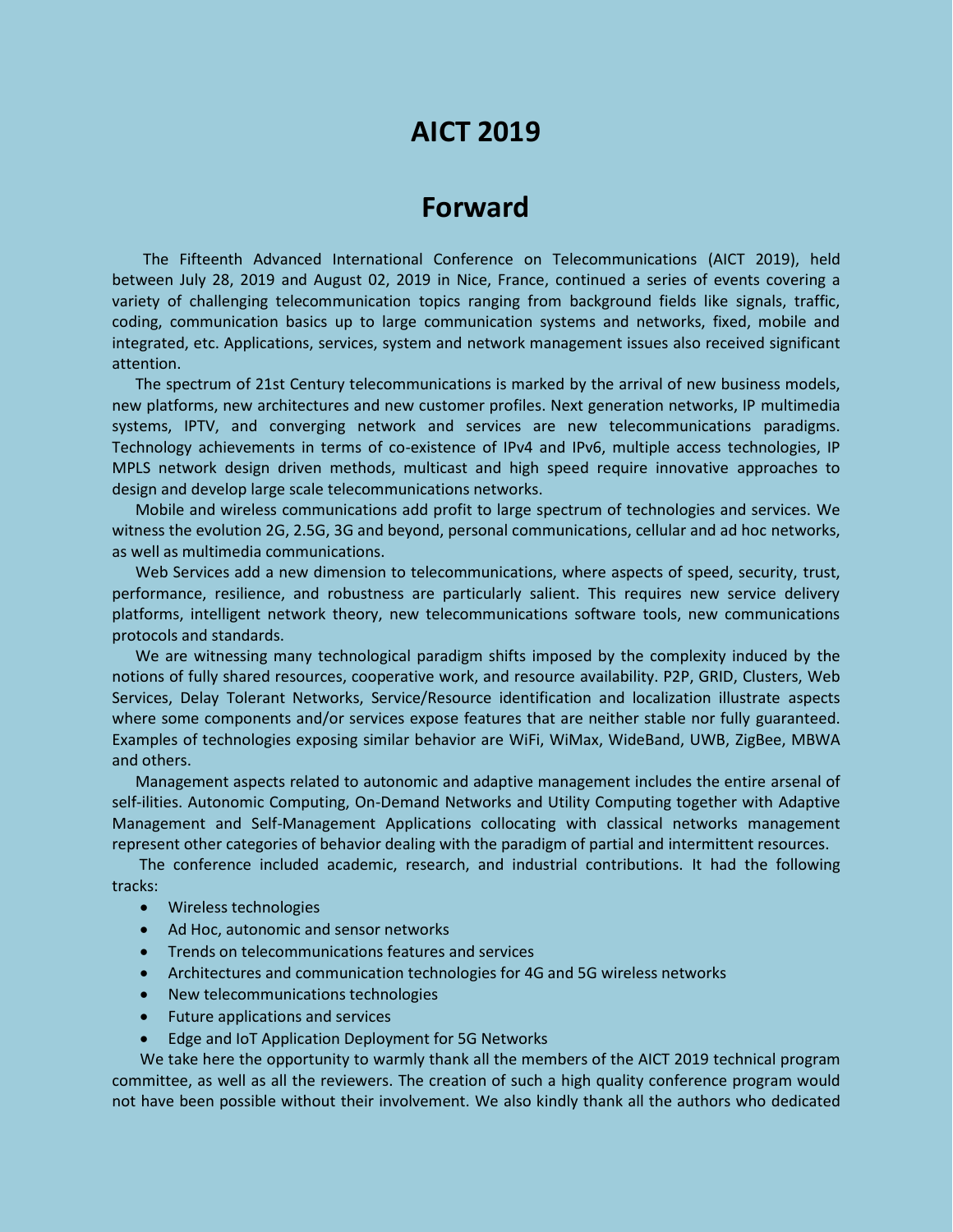# AICT 2019

# Forward

The Fifteenth Advanced International Conference on Telecommunications (AICT 2019), held between July 28, 2019 and August 02, 2019 in Nice, France, continued a series of events covering a variety of challenging telecommunication topics ranging from background fields like signals, traffic, coding, communication basics up to large communication systems and networks, fixed, mobile and integrated, etc. Applications, services, system and network management issues also received significant attention.

The spectrum of 21st Century telecommunications is marked by the arrival of new business models, new platforms, new architectures and new customer profiles. Next generation networks, IP multimedia systems, IPTV, and converging network and services are new telecommunications paradigms. Technology achievements in terms of co-existence of IPv4 and IPv6, multiple access technologies, IP MPLS network design driven methods, multicast and high speed require innovative approaches to design and develop large scale telecommunications networks.

Mobile and wireless communications add profit to large spectrum of technologies and services. We witness the evolution 2G, 2.5G, 3G and beyond, personal communications, cellular and ad hoc networks, as well as multimedia communications.

Web Services add a new dimension to telecommunications, where aspects of speed, security, trust, performance, resilience, and robustness are particularly salient. This requires new service delivery platforms, intelligent network theory, new telecommunications software tools, new communications protocols and standards.

We are witnessing many technological paradigm shifts imposed by the complexity induced by the notions of fully shared resources, cooperative work, and resource availability. P2P, GRID, Clusters, Web Services, Delay Tolerant Networks, Service/Resource identification and localization illustrate aspects where some components and/or services expose features that are neither stable nor fully guaranteed. Examples of technologies exposing similar behavior are WiFi, WiMax, WideBand, UWB, ZigBee, MBWA and others.

Management aspects related to autonomic and adaptive management includes the entire arsenal of self-ilities. Autonomic Computing, On-Demand Networks and Utility Computing together with Adaptive Management and Self-Management Applications collocating with classical networks management represent other categories of behavior dealing with the paradigm of partial and intermittent resources.

The conference included academic, research, and industrial contributions. It had the following tracks:

- Wireless technologies
- Ad Hoc, autonomic and sensor networks
- Trends on telecommunications features and services
- Architectures and communication technologies for 4G and 5G wireless networks
- New telecommunications technologies
- Future applications and services
- Edge and IoT Application Deployment for 5G Networks

We take here the opportunity to warmly thank all the members of the AICT 2019 technical program committee, as well as all the reviewers. The creation of such a high quality conference program would not have been possible without their involvement. We also kindly thank all the authors who dedicated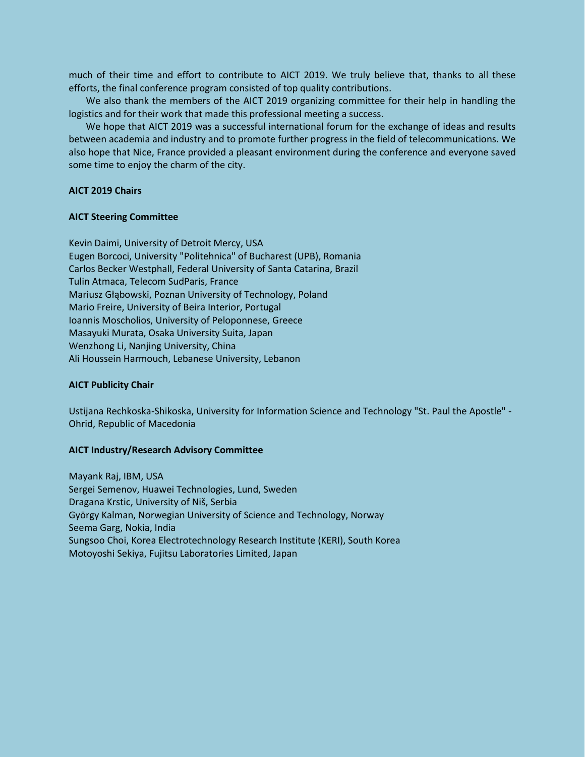much of their time and effort to contribute to AICT 2019. We truly believe that, thanks to all these efforts, the final conference program consisted of top quality contributions.

We also thank the members of the AICT 2019 organizing committee for their help in handling the logistics and for their work that made this professional meeting a success.

We hope that AICT 2019 was a successful international forum for the exchange of ideas and results between academia and industry and to promote further progress in the field of telecommunications. We also hope that Nice, France provided a pleasant environment during the conference and everyone saved some time to enjoy the charm of the city.

**AICT 2019 Chairs**

**AICT Steering Committee**

Kevin Daimi, University of Detroit Mercy, USA
Eugen Borcoci, University "Politehnica" of Bucharest (UPB), Romania
Carlos Becker Westphall, Federal University of Santa Catarina, Brazil
Tulin Atmaca, Telecom SudParis, France
Mariusz Głąbowski, Poznan University of Technology, Poland
Mario Freire, University of Beira Interior, Portugal
Ioannis Moscholios, University of Peloponnese, Greece
Masayuki Murata, Osaka University Suita, Japan
Wenzhong Li, Nanjing University, China
Ali Houssein Harmouch, Lebanese University, Lebanon

**AICT Publicity Chair**

Ustijana Rechkoska-Shikoska, University for Information Science and Technology "St. Paul the Apostle" - Ohrid, Republic of Macedonia

**AICT Industry/Research Advisory Committee**

Mayank Raj, IBM, USA
Sergei Semenov, Huawei Technologies, Lund, Sweden
Dragana Krstic, University of Niš, Serbia
György Kalman, Norwegian University of Science and Technology, Norway
Seema Garg, Nokia, India
Sungsoo Choi, Korea Electrotechnology Research Institute (KERI), South Korea
Motoyoshi Sekiya, Fujitsu Laboratories Limited, Japan